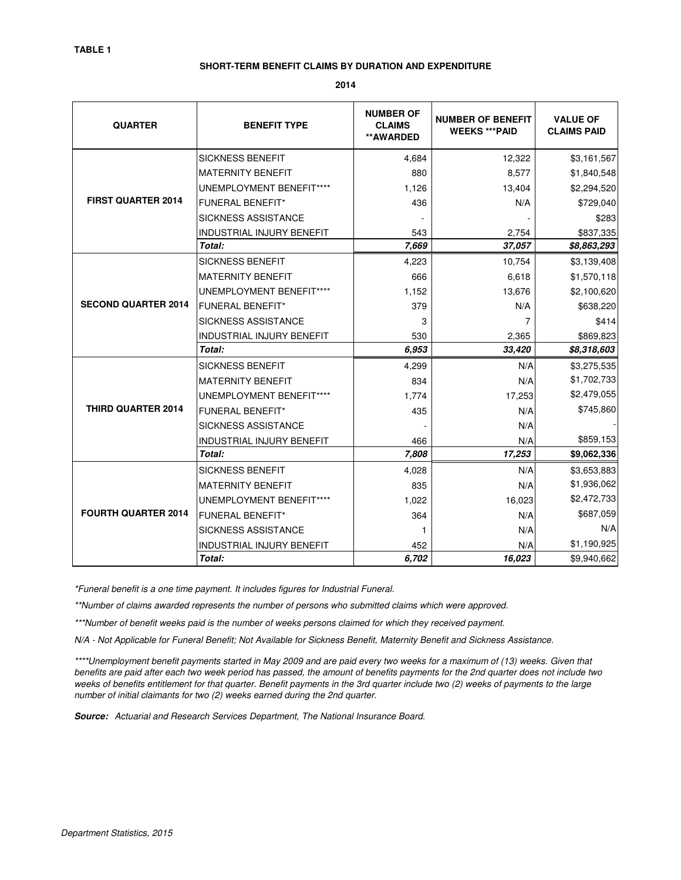**TABLE 1**

**SHORT-TERM BENEFIT CLAIMS BY DURATION AND EXPENDITURE**

**2014**

| QUARTER | BENEFIT TYPE | NUMBER OF CLAIMS **AWARDED | NUMBER OF BENEFIT WEEKS ***PAID | VALUE OF CLAIMS PAID |
|---|---|---|---|---|
| **FIRST QUARTER 2014** | SICKNESS BENEFIT | 4,684 | 12,322 | $3,161,567 |
| | MATERNITY BENEFIT | 880 | 8,577 | $1,840,548 |
| | UNEMPLOYMENT BENEFIT**** | 1,126 | 13,404 | $2,294,520 |
| | FUNERAL BENEFIT* | 436 | N/A | $729,040 |
| | SICKNESS ASSISTANCE | - | - | $283 |
| | INDUSTRIAL INJURY BENEFIT | 543 | 2,754 | $837,335 |
| | ***Total:*** | ***7,669*** | ***37,057*** | ***$8,863,293*** |
| **SECOND QUARTER 2014** | SICKNESS BENEFIT | 4,223 | 10,754 | $3,139,408 |
| | MATERNITY BENEFIT | 666 | 6,618 | $1,570,118 |
| | UNEMPLOYMENT BENEFIT**** | 1,152 | 13,676 | $2,100,620 |
| | FUNERAL BENEFIT* | 379 | N/A | $638,220 |
| | SICKNESS ASSISTANCE | 3 | 7 | $414 |
| | INDUSTRIAL INJURY BENEFIT | 530 | 2,365 | $869,823 |
| | ***Total:*** | ***6,953*** | ***33,420*** | ***$8,318,603*** |
| **THIRD QUARTER 2014** | SICKNESS BENEFIT | 4,299 | N/A | $3,275,535 |
| | MATERNITY BENEFIT | 834 | N/A | $1,702,733 |
| | UNEMPLOYMENT BENEFIT**** | 1,774 | 17,253 | $2,479,055 |
| | FUNERAL BENEFIT* | 435 | N/A | $745,860 |
| | SICKNESS ASSISTANCE | - | N/A | - |
| | INDUSTRIAL INJURY BENEFIT | 466 | N/A | $859,153 |
| | ***Total:*** | ***7,808*** | ***17,253*** | **$9,062,336** |
| **FOURTH QUARTER 2014** | SICKNESS BENEFIT | 4,028 | N/A | $3,653,883 |
| | MATERNITY BENEFIT | 835 | N/A | $1,936,062 |
| | UNEMPLOYMENT BENEFIT**** | 1,022 | 16,023 | $2,472,733 |
| | FUNERAL BENEFIT* | 364 | N/A | $687,059 |
| | SICKNESS ASSISTANCE | 1 | N/A | N/A |
| | INDUSTRIAL INJURY BENEFIT | 452 | N/A | $1,190,925 |
| | ***Total:*** | ***6,702*** | ***16,023*** | $9,940,662 |

*\*Funeral benefit is a one time payment. It includes figures for Industrial Funeral.*

*\*\*Number of claims awarded represents the number of persons who submitted claims which were approved.*

*\*\*\*Number of benefit weeks paid is the number of weeks persons claimed for which they received payment.*

*N/A - Not Applicable for Funeral Benefit; Not Available for Sickness Benefit, Maternity Benefit and Sickness Assistance.*

*\*\*\*\*Unemployment benefit payments started in May 2009 and are paid every two weeks for a maximum of (13) weeks. Given that benefits are paid after each two week period has passed, the amount of benefits payments for the 2nd quarter does not include two weeks of benefits entitlement for that quarter. Benefit payments in the 3rd quarter include two (2) weeks of payments to the large number of initial claimants for two (2) weeks earned during the 2nd quarter.*

***Source:*** *Actuarial and Research Services Department, The National Insurance Board.*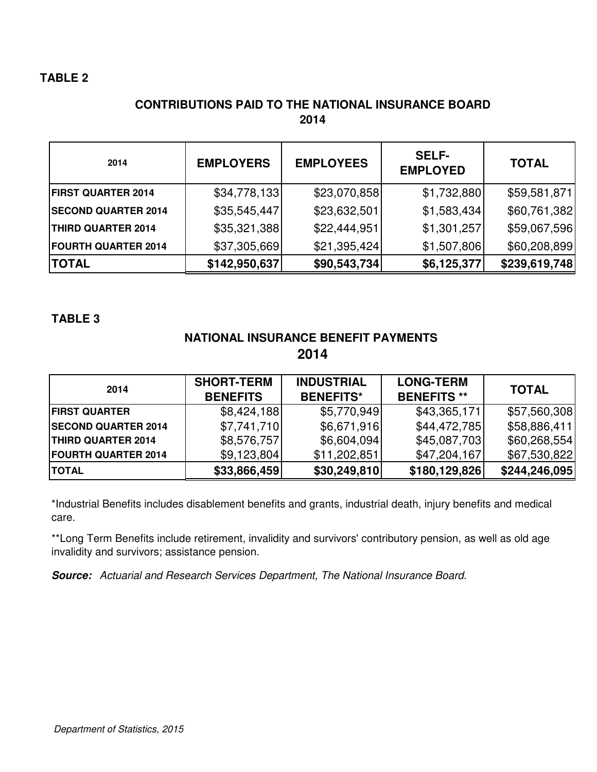**TABLE 2**

## CONTRIBUTIONS PAID TO THE NATIONAL INSURANCE BOARD 2014

| 2014 | EMPLOYERS | EMPLOYEES | SELF-EMPLOYED | TOTAL |
|---|---|---|---|---|
| FIRST QUARTER 2014 | $34,778,133 | $23,070,858 | $1,732,880 | $59,581,871 |
| SECOND QUARTER 2014 | $35,545,447 | $23,632,501 | $1,583,434 | $60,761,382 |
| THIRD QUARTER 2014 | $35,321,388 | $22,444,951 | $1,301,257 | $59,067,596 |
| FOURTH QUARTER 2014 | $37,305,669 | $21,395,424 | $1,507,806 | $60,208,899 |
| **TOTAL** | **$142,950,637** | **$90,543,734** | **$6,125,377** | **$239,619,748** |

**TABLE 3**

## NATIONAL INSURANCE BENEFIT PAYMENTS 2014

| 2014 | SHORT-TERM BENEFITS | INDUSTRIAL BENEFITS* | LONG-TERM BENEFITS ** | TOTAL |
|---|---|---|---|---|
| FIRST QUARTER | $8,424,188 | $5,770,949 | $43,365,171 | $57,560,308 |
| SECOND QUARTER 2014 | $7,741,710 | $6,671,916 | $44,472,785 | $58,886,411 |
| THIRD QUARTER 2014 | $8,576,757 | $6,604,094 | $45,087,703 | $60,268,554 |
| FOURTH QUARTER 2014 | $9,123,804 | $11,202,851 | $47,204,167 | $67,530,822 |
| **TOTAL** | **$33,866,459** | **$30,249,810** | **$180,129,826** | **$244,246,095** |

*Industrial Benefits includes disablement benefits and grants, industrial death, injury benefits and medical care.

**Long Term Benefits include retirement, invalidity and survivors' contributory pension, as well as old age invalidity and survivors; assistance pension.

***Source:*** *Actuarial and Research Services Department, The National Insurance Board.*

*Department of Statistics, 2015*